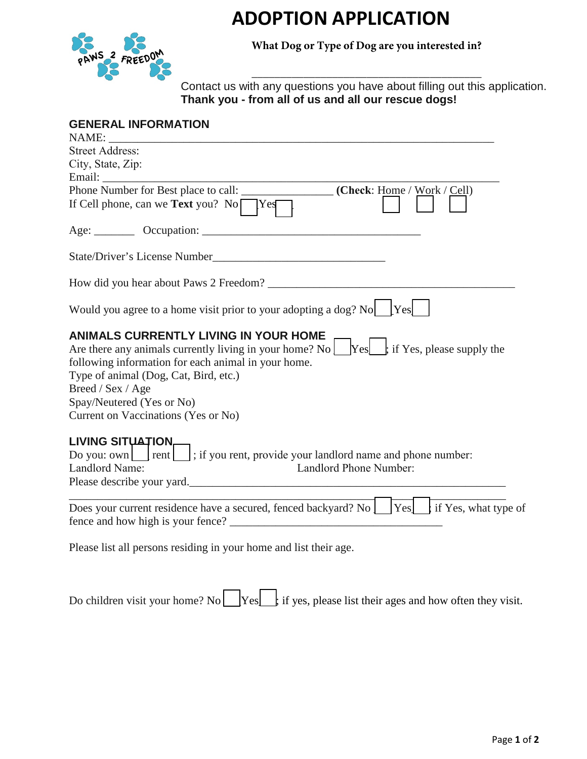# ADOPTION APPLICATION

PAWS 2 FREEDOM

**What Dog or Type of Dog are you interested in?**

_____________________________________

Contact us with any questions you have about filling out this application.
**Thank you - from all of us and all our rescue dogs!**

## GENERAL INFORMATION

NAME: ___________________________________________________________________

Street Address:

City, State, Zip:

Email: ____________________________________________________________________

Phone Number for Best place to call: _______________ **(Check**: Home / Work / Cell) ☐ ☐ ☐

If Cell phone, can we **Text** you? No ☐ Yes ☐

Age: _______ Occupation: _______________________________________

State/Driver's License Number______________________________

How did you hear about Paws 2 Freedom? ___________________________________________

Would you agree to a home visit prior to your adopting a dog? No ☐ Yes ☐

## ANIMALS CURRENTLY LIVING IN YOUR HOME

Are there any animals currently living in your home? No ☐ Yes ☐; if Yes, please supply the following information for each animal in your home.

Type of animal (Dog, Cat, Bird, etc.)

Breed / Sex / Age

Spay/Neutered (Yes or No)

Current on Vaccinations (Yes or No)

## LIVING SITUATION

Do you: own ☐ rent ☐ ; if you rent, provide your landlord name and phone number:

Landlord Name: Landlord Phone Number:

Please describe your yard.__________________________________________________________

_____________________________________________________________________________

Does your current residence have a secured, fenced backyard? No ☐ Yes ☐ if Yes, what type of fence and how high is your fence? _____________________________________

Please list all persons residing in your home and list their age.

Do children visit your home? No ☐ Yes ☐; if yes, please list their ages and how often they visit.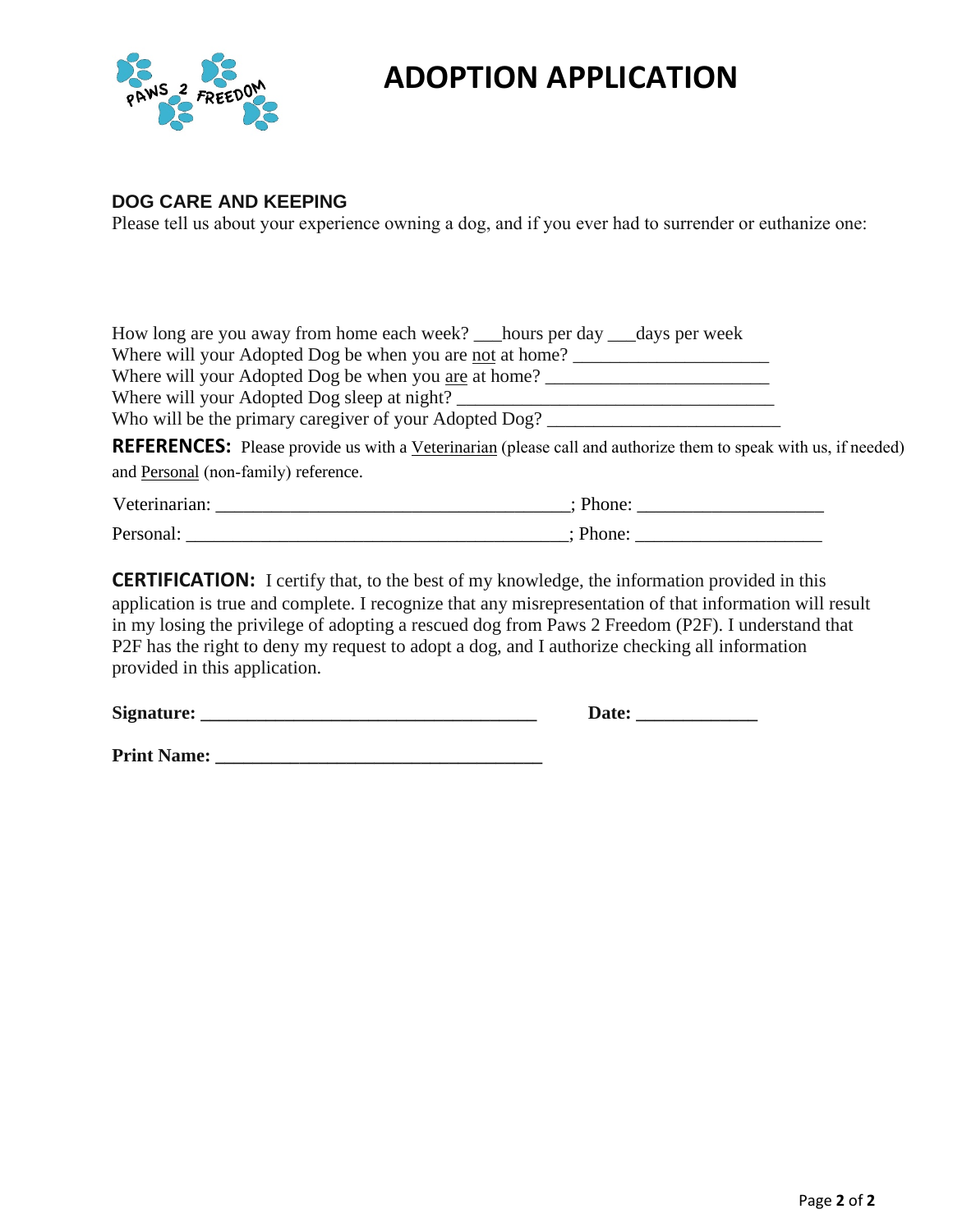# ADOPTION APPLICATION

## DOG CARE AND KEEPING

Please tell us about your experience owning a dog, and if you ever had to surrender or euthanize one:

How long are you away from home each week? ___hours per day ___days per week

Where will your Adopted Dog be when you are not at home? _____________________

Where will your Adopted Dog be when you are at home? ________________________

Where will your Adopted Dog sleep at night? ___________________________________

Who will be the primary caregiver of your Adopted Dog? _________________________

**REFERENCES:** Please provide us with a Veterinarian (please call and authorize them to speak with us, if needed) and Personal (non-family) reference.

Veterinarian: _____________________________________; Phone: ___________________

Personal: ___________________________________________; Phone: ___________________

**CERTIFICATION:** I certify that, to the best of my knowledge, the information provided in this application is true and complete. I recognize that any misrepresentation of that information will result in my losing the privilege of adopting a rescued dog from Paws 2 Freedom (P2F). I understand that P2F has the right to deny my request to adopt a dog, and I authorize checking all information provided in this application.

**Signature: ____________________________________** **Date: _____________**

**Print Name: ____________________________________**